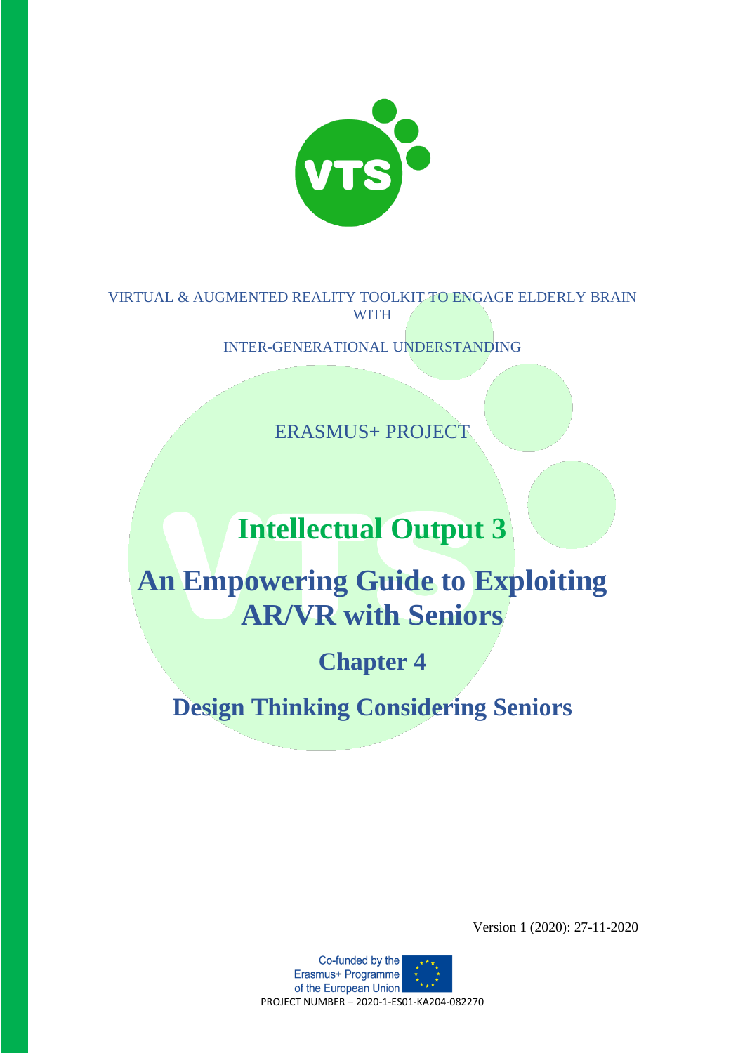VIRTUAL & AUGMENTED REALITY TOOLKIT TO ENGAGE ELDERLY BRAIN WITH

INTER-GENERATIONAL UNDERSTANDING

ERASMUS+ PROJECT

# Intellectual Output 3

# An Empowering Guide to Exploiting AR/VR with Seniors

## Chapter 4

## Design Thinking Considering Seniors

Version 1 (2020): 27-11-2020

Co-funded by the Erasmus+ Programme of the European Union

PROJECT NUMBER – 2020-1-ES01-KA204-082270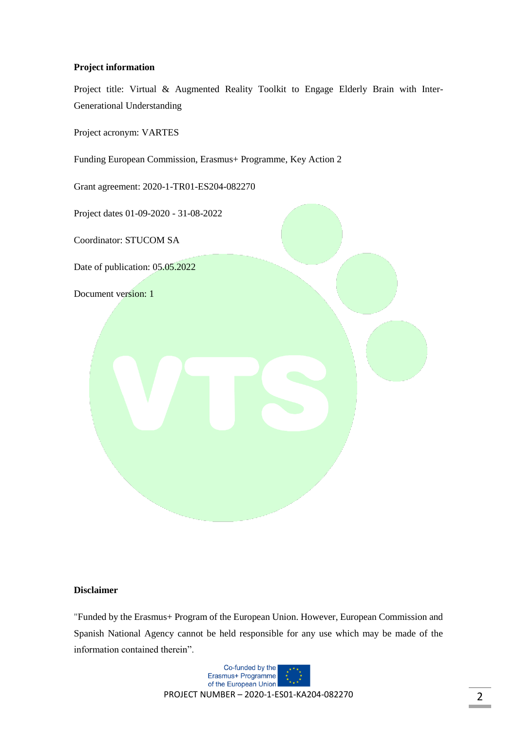**Project information**

Project title: Virtual & Augmented Reality Toolkit to Engage Elderly Brain with Inter-Generational Understanding

Project acronym: VARTES

Funding European Commission, Erasmus+ Programme, Key Action 2

Grant agreement: 2020-1-TR01-ES204-082270

Project dates 01-09-2020 - 31-08-2022

Coordinator: STUCOM SA

Date of publication: 05.05.2022

Document version: 1

**Disclaimer**

"Funded by the Erasmus+ Program of the European Union. However, European Commission and Spanish National Agency cannot be held responsible for any use which may be made of the information contained therein".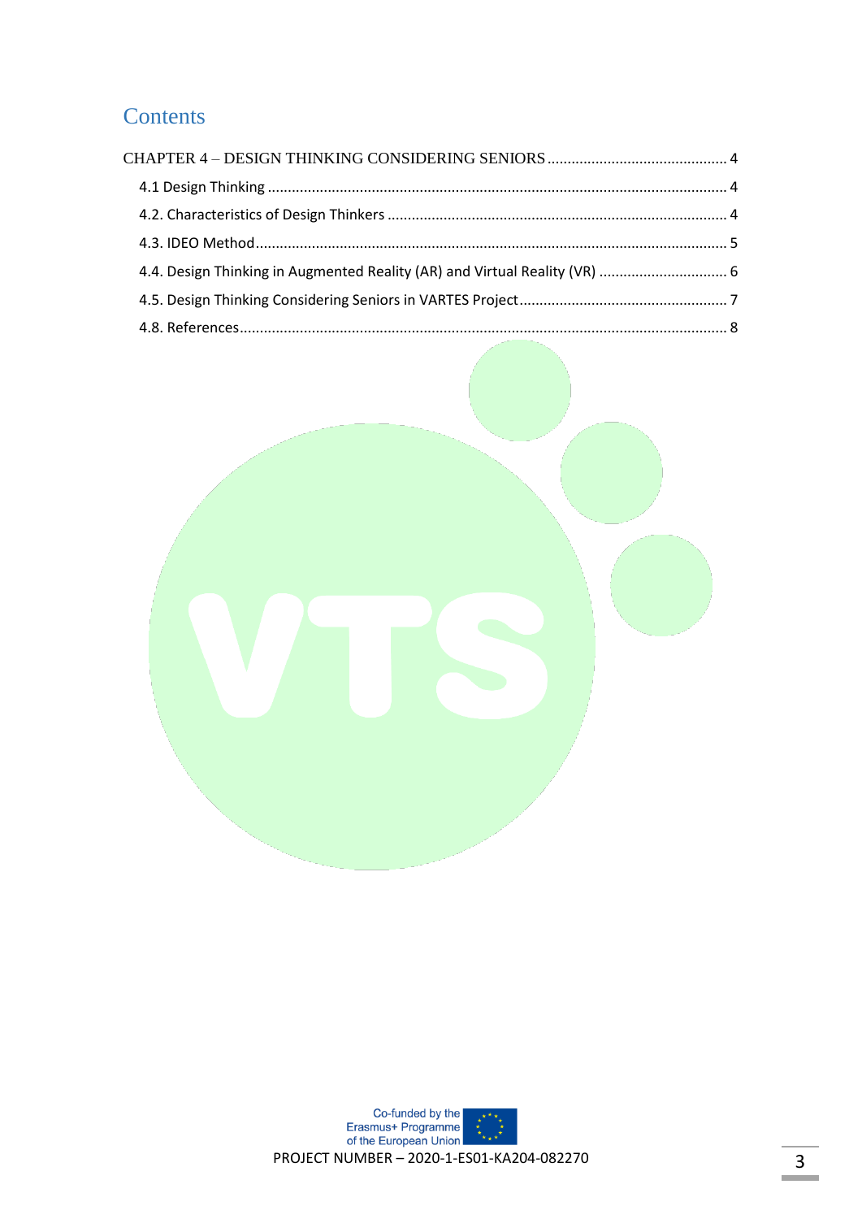# Contents

CHAPTER 4 – DESIGN THINKING CONSIDERING SENIORS ........................................ 4

- 4.1 Design Thinking ........................................ 4
- 4.2. Characteristics of Design Thinkers ........................................ 4
- 4.3. IDEO Method ........................................ 5
- 4.4. Design Thinking in Augmented Reality (AR) and Virtual Reality (VR) ........................................ 6
- 4.5. Design Thinking Considering Seniors in VARTES Project ........................................ 7
- 4.8. References ........................................ 8

Co-funded by the Erasmus+ Programme of the European Union

PROJECT NUMBER – 2020-1-ES01-KA204-082270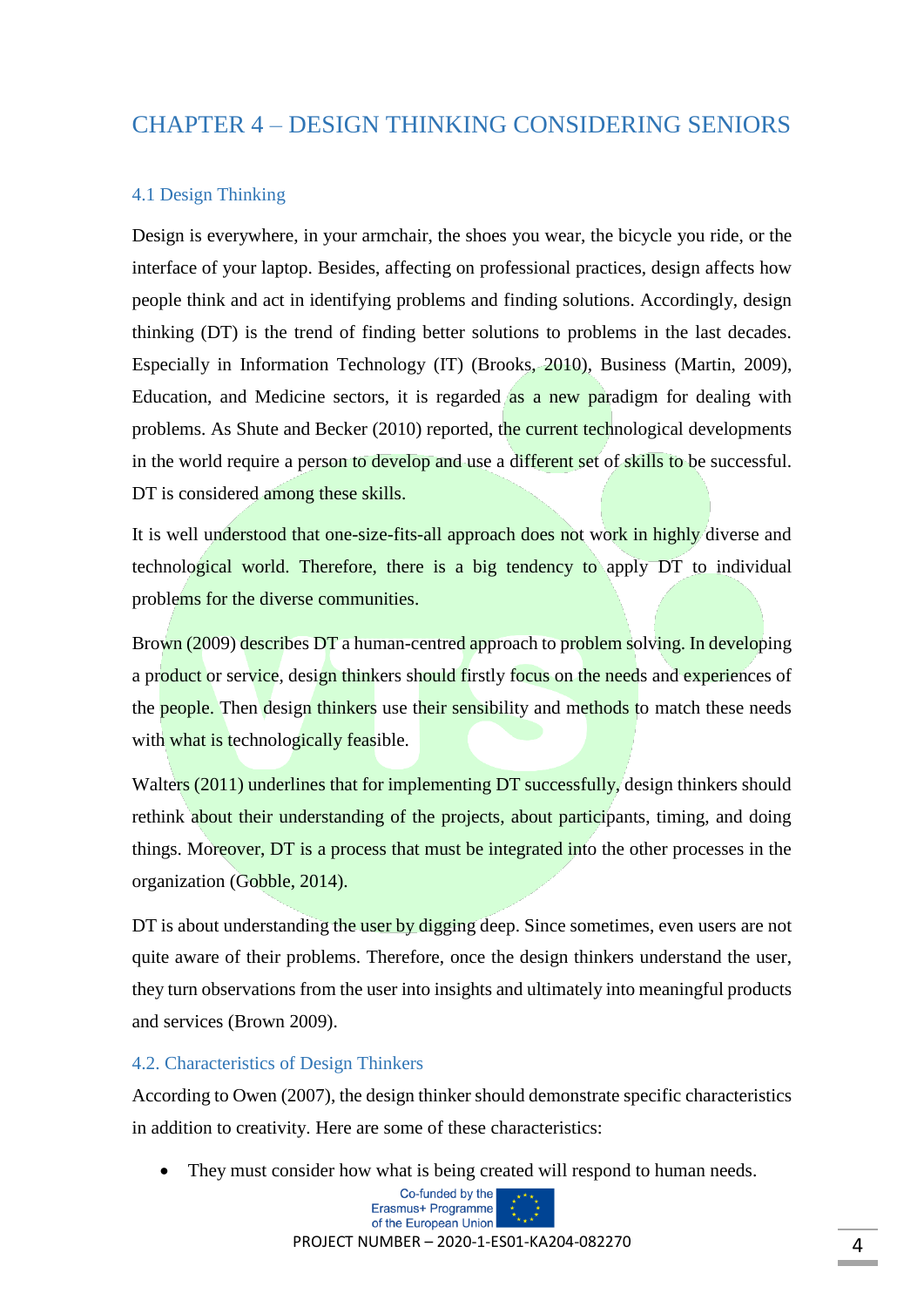# CHAPTER 4 – DESIGN THINKING CONSIDERING SENIORS

## 4.1 Design Thinking

Design is everywhere, in your armchair, the shoes you wear, the bicycle you ride, or the interface of your laptop. Besides, affecting on professional practices, design affects how people think and act in identifying problems and finding solutions. Accordingly, design thinking (DT) is the trend of finding better solutions to problems in the last decades. Especially in Information Technology (IT) (Brooks, 2010), Business (Martin, 2009), Education, and Medicine sectors, it is regarded as a new paradigm for dealing with problems. As Shute and Becker (2010) reported, the current technological developments in the world require a person to develop and use a different set of skills to be successful. DT is considered among these skills.

It is well understood that one-size-fits-all approach does not work in highly diverse and technological world. Therefore, there is a big tendency to apply DT to individual problems for the diverse communities.

Brown (2009) describes DT a human-centred approach to problem solving. In developing a product or service, design thinkers should firstly focus on the needs and experiences of the people. Then design thinkers use their sensibility and methods to match these needs with what is technologically feasible.

Walters (2011) underlines that for implementing DT successfully, design thinkers should rethink about their understanding of the projects, about participants, timing, and doing things. Moreover, DT is a process that must be integrated into the other processes in the organization (Gobble, 2014).

DT is about understanding the user by digging deep. Since sometimes, even users are not quite aware of their problems. Therefore, once the design thinkers understand the user, they turn observations from the user into insights and ultimately into meaningful products and services (Brown 2009).

## 4.2. Characteristics of Design Thinkers

According to Owen (2007), the design thinker should demonstrate specific characteristics in addition to creativity. Here are some of these characteristics:

- They must consider how what is being created will respond to human needs.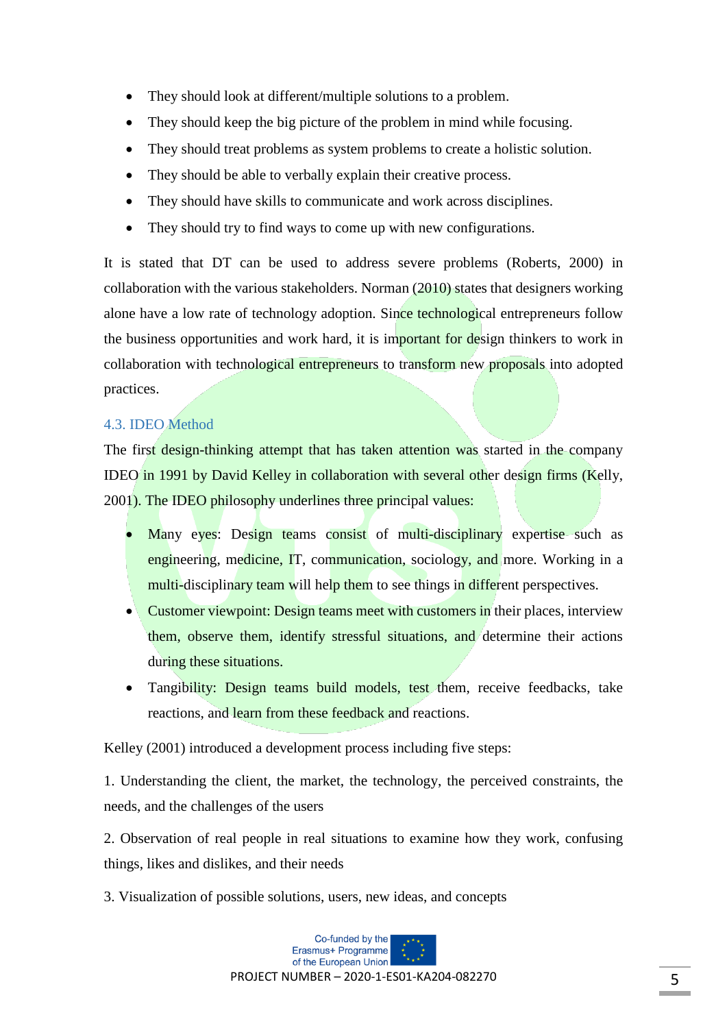- They should look at different/multiple solutions to a problem.
- They should keep the big picture of the problem in mind while focusing.
- They should treat problems as system problems to create a holistic solution.
- They should be able to verbally explain their creative process.
- They should have skills to communicate and work across disciplines.
- They should try to find ways to come up with new configurations.

It is stated that DT can be used to address severe problems (Roberts, 2000) in collaboration with the various stakeholders. Norman (2010) states that designers working alone have a low rate of technology adoption. Since technological entrepreneurs follow the business opportunities and work hard, it is important for design thinkers to work in collaboration with technological entrepreneurs to transform new proposals into adopted practices.

### 4.3. IDEO Method

The first design-thinking attempt that has taken attention was started in the company IDEO in 1991 by David Kelley in collaboration with several other design firms (Kelly, 2001). The IDEO philosophy underlines three principal values:

- Many eyes: Design teams consist of multi-disciplinary expertise such as engineering, medicine, IT, communication, sociology, and more. Working in a multi-disciplinary team will help them to see things in different perspectives.
- Customer viewpoint: Design teams meet with customers in their places, interview them, observe them, identify stressful situations, and determine their actions during these situations.
- Tangibility: Design teams build models, test them, receive feedbacks, take reactions, and learn from these feedback and reactions.

Kelley (2001) introduced a development process including five steps:

1. Understanding the client, the market, the technology, the perceived constraints, the needs, and the challenges of the users

2. Observation of real people in real situations to examine how they work, confusing things, likes and dislikes, and their needs

3. Visualization of possible solutions, users, new ideas, and concepts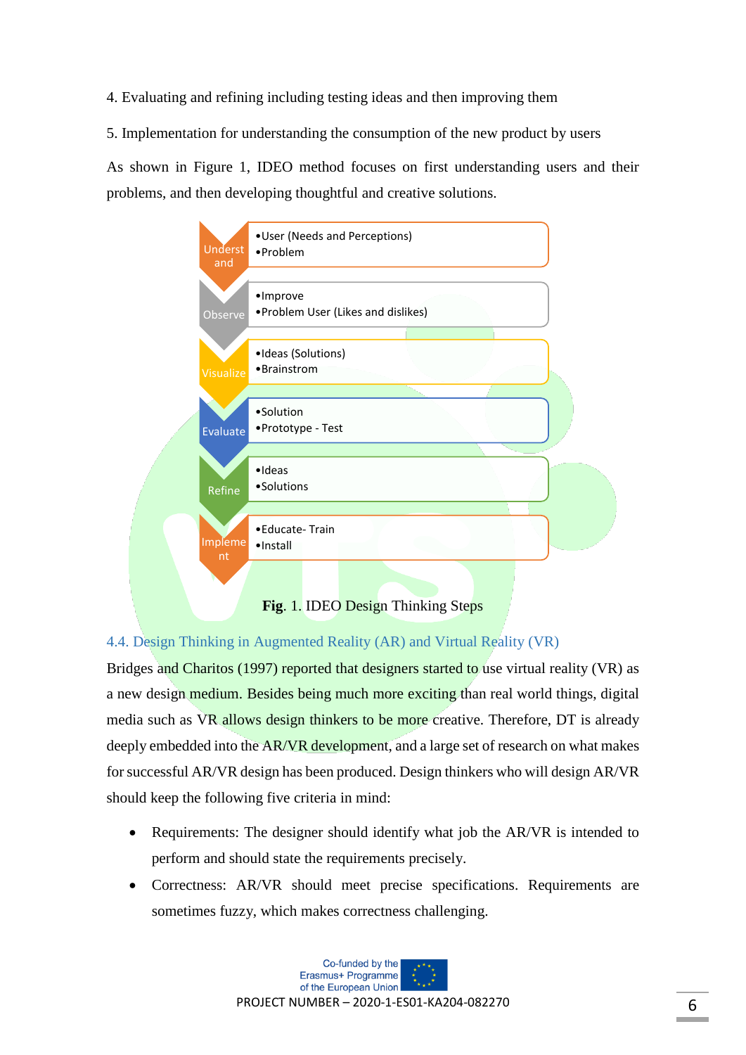4. Evaluating and refining including testing ideas and then improving them

5. Implementation for understanding the consumption of the new product by users

As shown in Figure 1, IDEO method focuses on first understanding users and their problems, and then developing thoughtful and creative solutions.

Understand
- User (Needs and Perceptions)
- Problem

Observe
- Improve
- Problem User (Likes and dislikes)

Visualize
- Ideas (Solutions)
- Brainstrom

Evaluate
- Solution
- Prototype - Test

Refine
- Ideas
- Solutions

Implement
- Educate- Train
- Install

**Fig**. 1. IDEO Design Thinking Steps

### 4.4. Design Thinking in Augmented Reality (AR) and Virtual Reality (VR)

Bridges and Charitos (1997) reported that designers started to use virtual reality (VR) as a new design medium. Besides being much more exciting than real world things, digital media such as VR allows design thinkers to be more creative. Therefore, DT is already deeply embedded into the AR/VR development, and a large set of research on what makes for successful AR/VR design has been produced. Design thinkers who will design AR/VR should keep the following five criteria in mind:

- Requirements: The designer should identify what job the AR/VR is intended to perform and should state the requirements precisely.
- Correctness: AR/VR should meet precise specifications. Requirements are sometimes fuzzy, which makes correctness challenging.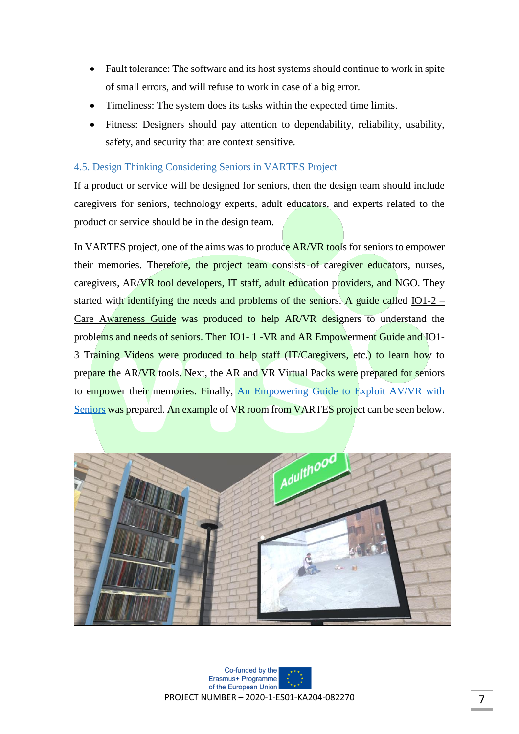- Fault tolerance: The software and its host systems should continue to work in spite of small errors, and will refuse to work in case of a big error.
- Timeliness: The system does its tasks within the expected time limits.
- Fitness: Designers should pay attention to dependability, reliability, usability, safety, and security that are context sensitive.

### 4.5. Design Thinking Considering Seniors in VARTES Project

If a product or service will be designed for seniors, then the design team should include caregivers for seniors, technology experts, adult educators, and experts related to the product or service should be in the design team.

In VARTES project, one of the aims was to produce AR/VR tools for seniors to empower their memories. Therefore, the project team consists of caregiver educators, nurses, caregivers, AR/VR tool developers, IT staff, adult education providers, and NGO. They started with identifying the needs and problems of the seniors. A guide called IO1-2 – Care Awareness Guide was produced to help AR/VR designers to understand the problems and needs of seniors. Then IO1- 1 -VR and AR Empowerment Guide and IO1-3 Training Videos were produced to help staff (IT/Caregivers, etc.) to learn how to prepare the AR/VR tools. Next, the AR and VR Virtual Packs were prepared for seniors to empower their memories. Finally, An Empowering Guide to Exploit AV/VR with Seniors was prepared. An example of VR room from VARTES project can be seen below.

Co-funded by the Erasmus+ Programme of the European Union

PROJECT NUMBER – 2020-1-ES01-KA204-082270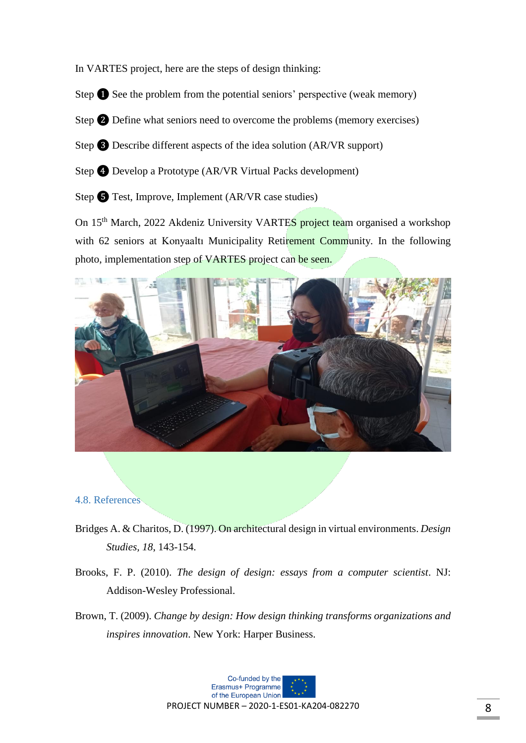In VARTES project, here are the steps of design thinking:

Step ❶ See the problem from the potential seniors' perspective (weak memory)

Step ❷ Define what seniors need to overcome the problems (memory exercises)

Step ❸ Describe different aspects of the idea solution (AR/VR support)

Step ❹ Develop a Prototype (AR/VR Virtual Packs development)

Step ❺ Test, Improve, Implement (AR/VR case studies)

On 15th March, 2022 Akdeniz University VARTES project team organised a workshop with 62 seniors at Konyaaltı Municipality Retirement Community. In the following photo, implementation step of VARTES project can be seen.

### 4.8. References

Bridges A. & Charitos, D. (1997). On architectural design in virtual environments. *Design Studies, 18*, 143-154.

Brooks, F. P. (2010). *The design of design: essays from a computer scientist*. NJ: Addison-Wesley Professional.

Brown, T. (2009). *Change by design: How design thinking transforms organizations and inspires innovation*. New York: Harper Business.

Co-funded by the Erasmus+ Programme of the European Union

PROJECT NUMBER – 2020-1-ES01-KA204-082270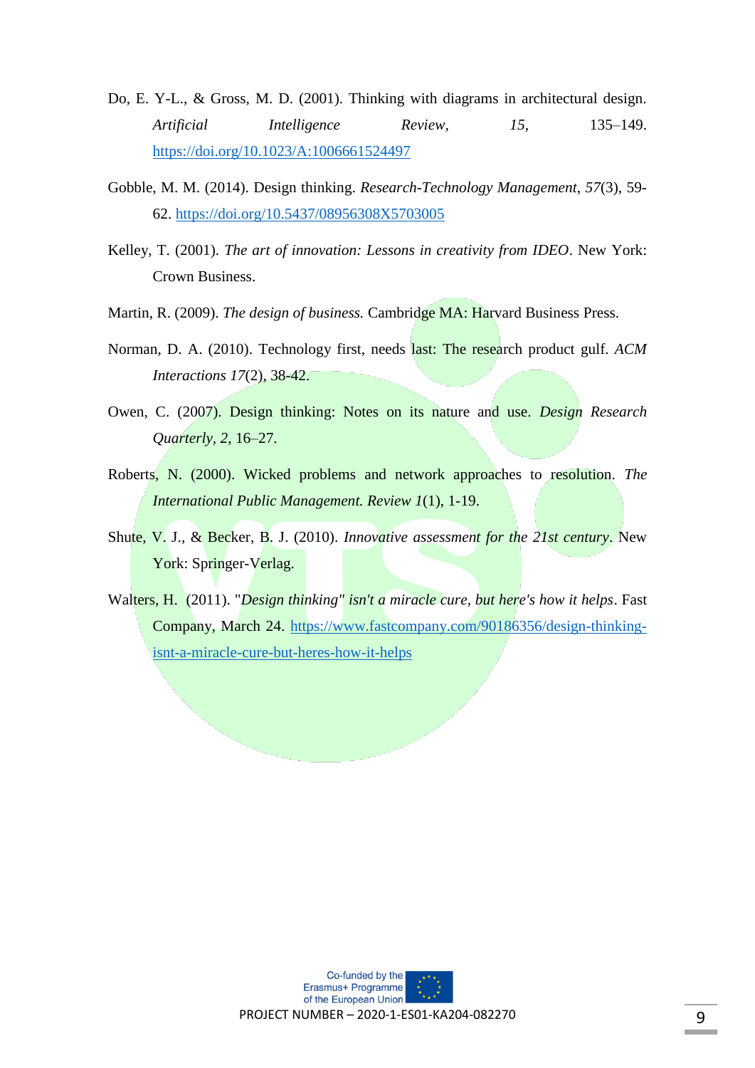Do, E. Y-L., & Gross, M. D. (2001). Thinking with diagrams in architectural design. *Artificial Intelligence Review, 15*, 135–149. https://doi.org/10.1023/A:1006661524497

Gobble, M. M. (2014). Design thinking. *Research-Technology Management*, *57*(3), 59-62. https://doi.org/10.5437/08956308X5703005

Kelley, T. (2001). *The art of innovation: Lessons in creativity from IDEO*. New York: Crown Business.

Martin, R. (2009). *The design of business.* Cambridge MA: Harvard Business Press.

Norman, D. A. (2010). Technology first, needs last: The research product gulf. *ACM Interactions 17*(2), 38-42.

Owen, C. (2007). Design thinking: Notes on its nature and use. *Design Research Quarterly, 2,* 16–27.

Roberts, N. (2000). Wicked problems and network approaches to resolution. *The International Public Management. Review 1*(1), 1-19.

Shute, V. J., & Becker, B. J. (2010). *Innovative assessment for the 21st century*. New York: Springer-Verlag.

Walters, H. (2011). "*Design thinking" isn't a miracle cure, but here's how it helps*. Fast Company, March 24. https://www.fastcompany.com/90186356/design-thinking-isnt-a-miracle-cure-but-heres-how-it-helps

Co-funded by the Erasmus+ Programme of the European Union

PROJECT NUMBER – 2020-1-ES01-KA204-082270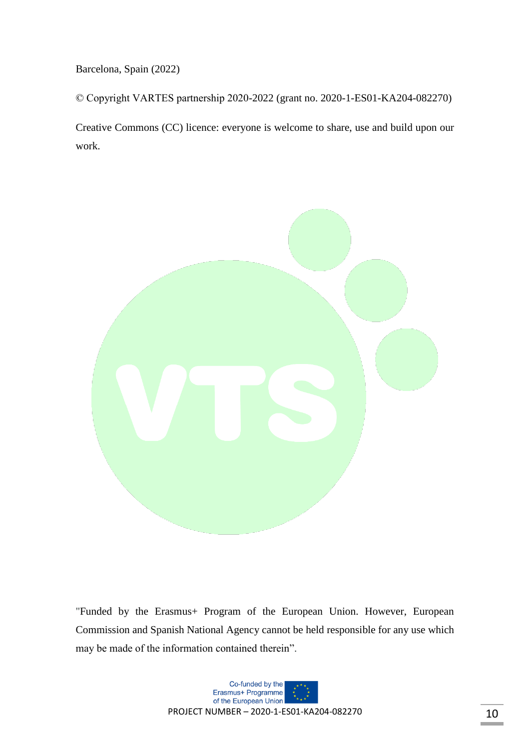Barcelona, Spain (2022)

© Copyright VARTES partnership 2020-2022 (grant no. 2020-1-ES01-KA204-082270)

Creative Commons (CC) licence: everyone is welcome to share, use and build upon our work.

"Funded by the Erasmus+ Program of the European Union. However, European Commission and Spanish National Agency cannot be held responsible for any use which may be made of the information contained therein".